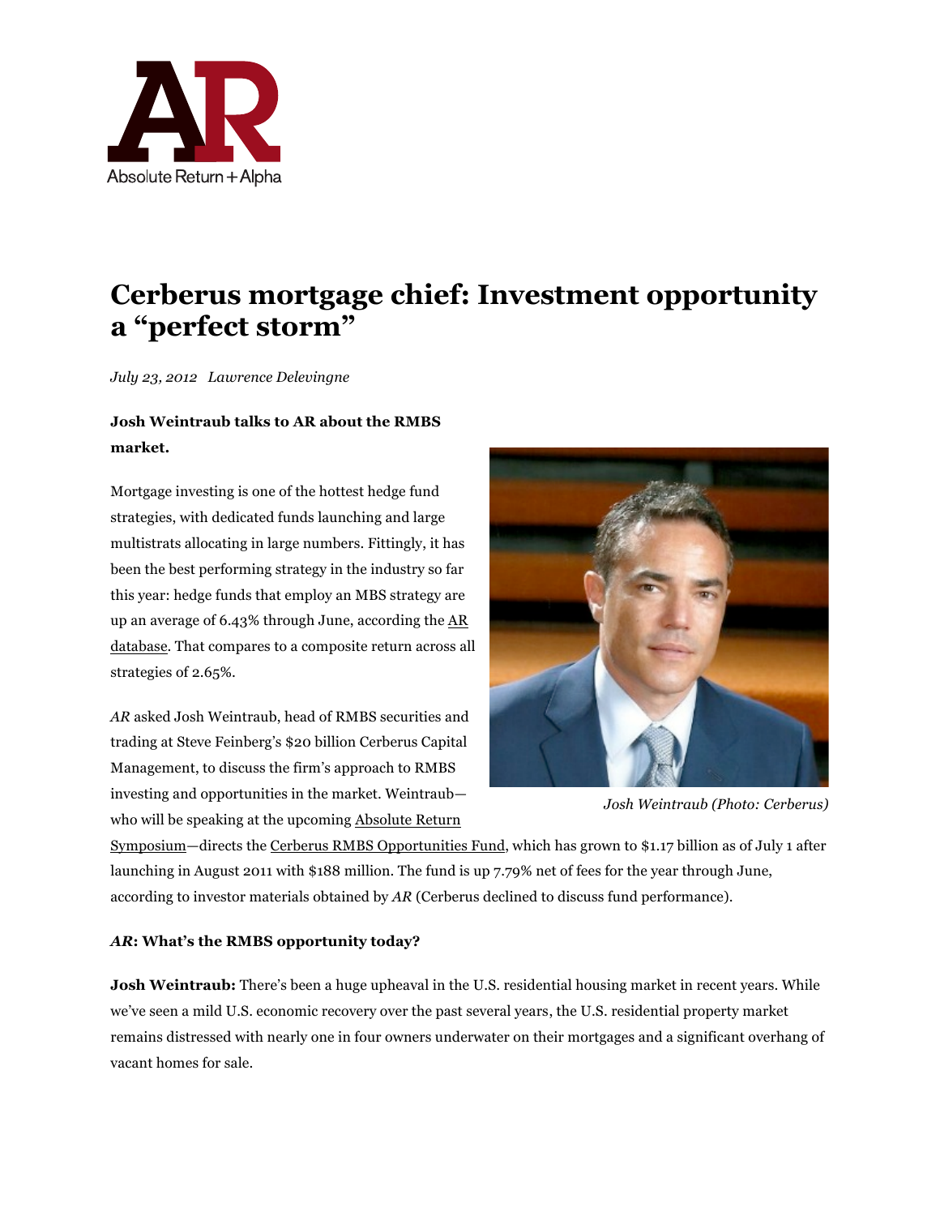# Cerberus mortgage chief: Investment opportunity a "perfect storm"

*July 23, 2012 Lawrence Delevingne*

**Josh Weintraub talks to AR about the RMBS market.**

Mortgage investing is one of the hottest hedge fund strategies, with dedicated funds launching and large multistrats allocating in large numbers. Fittingly, it has been the best performing strategy in the industry so far this year: hedge funds that employ an MBS strategy are up an average of 6.43% through June, according the AR database. That compares to a composite return across all strategies of 2.65%.

*AR* asked Josh Weintraub, head of RMBS securities and trading at Steve Feinberg's $20 billion Cerberus Capital Management, to discuss the firm's approach to RMBS investing and opportunities in the market. Weintraub—who will be speaking at the upcoming Absolute Return Symposium—directs the Cerberus RMBS Opportunities Fund, which has grown to $1.17 billion as of July 1 after launching in August 2011 with $188 million. The fund is up 7.79% net of fees for the year through June, according to investor materials obtained by *AR* (Cerberus declined to discuss fund performance).

*Josh Weintraub (Photo: Cerberus)*

***AR*: What's the RMBS opportunity today?**

**Josh Weintraub:** There's been a huge upheaval in the U.S. residential housing market in recent years. While we've seen a mild U.S. economic recovery over the past several years, the U.S. residential property market remains distressed with nearly one in four owners underwater on their mortgages and a significant overhang of vacant homes for sale.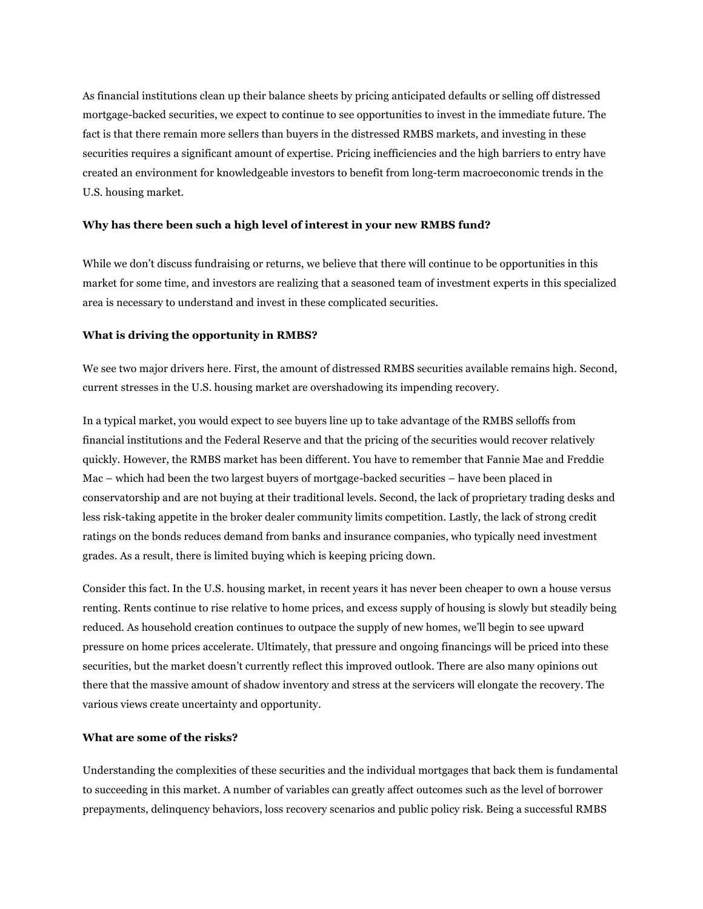As financial institutions clean up their balance sheets by pricing anticipated defaults or selling off distressed mortgage-backed securities, we expect to continue to see opportunities to invest in the immediate future. The fact is that there remain more sellers than buyers in the distressed RMBS markets, and investing in these securities requires a significant amount of expertise. Pricing inefficiencies and the high barriers to entry have created an environment for knowledgeable investors to benefit from long-term macroeconomic trends in the U.S. housing market.

**Why has there been such a high level of interest in your new RMBS fund?**

While we don't discuss fundraising or returns, we believe that there will continue to be opportunities in this market for some time, and investors are realizing that a seasoned team of investment experts in this specialized area is necessary to understand and invest in these complicated securities.

**What is driving the opportunity in RMBS?**

We see two major drivers here. First, the amount of distressed RMBS securities available remains high. Second, current stresses in the U.S. housing market are overshadowing its impending recovery.

In a typical market, you would expect to see buyers line up to take advantage of the RMBS selloffs from financial institutions and the Federal Reserve and that the pricing of the securities would recover relatively quickly. However, the RMBS market has been different. You have to remember that Fannie Mae and Freddie Mac – which had been the two largest buyers of mortgage-backed securities – have been placed in conservatorship and are not buying at their traditional levels. Second, the lack of proprietary trading desks and less risk-taking appetite in the broker dealer community limits competition. Lastly, the lack of strong credit ratings on the bonds reduces demand from banks and insurance companies, who typically need investment grades. As a result, there is limited buying which is keeping pricing down.

Consider this fact. In the U.S. housing market, in recent years it has never been cheaper to own a house versus renting. Rents continue to rise relative to home prices, and excess supply of housing is slowly but steadily being reduced. As household creation continues to outpace the supply of new homes, we'll begin to see upward pressure on home prices accelerate. Ultimately, that pressure and ongoing financings will be priced into these securities, but the market doesn't currently reflect this improved outlook. There are also many opinions out there that the massive amount of shadow inventory and stress at the servicers will elongate the recovery. The various views create uncertainty and opportunity.

**What are some of the risks?**

Understanding the complexities of these securities and the individual mortgages that back them is fundamental to succeeding in this market. A number of variables can greatly affect outcomes such as the level of borrower prepayments, delinquency behaviors, loss recovery scenarios and public policy risk. Being a successful RMBS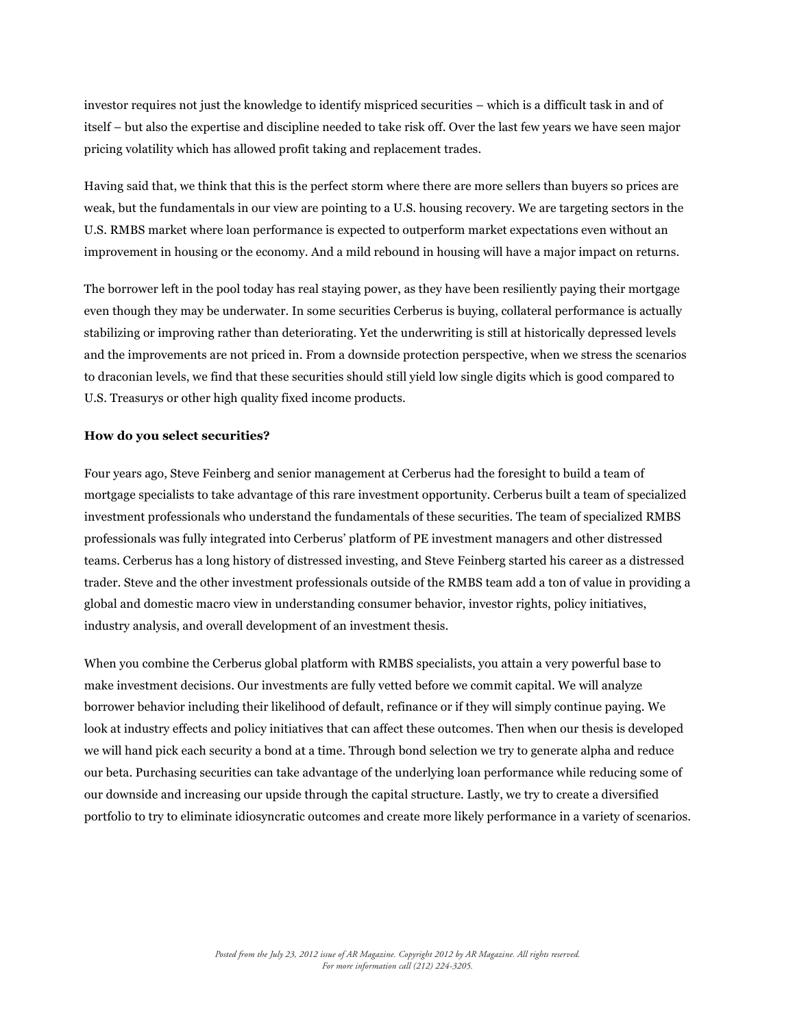investor requires not just the knowledge to identify mispriced securities – which is a difficult task in and of itself – but also the expertise and discipline needed to take risk off. Over the last few years we have seen major pricing volatility which has allowed profit taking and replacement trades.

Having said that, we think that this is the perfect storm where there are more sellers than buyers so prices are weak, but the fundamentals in our view are pointing to a U.S. housing recovery. We are targeting sectors in the U.S. RMBS market where loan performance is expected to outperform market expectations even without an improvement in housing or the economy. And a mild rebound in housing will have a major impact on returns.

The borrower left in the pool today has real staying power, as they have been resiliently paying their mortgage even though they may be underwater. In some securities Cerberus is buying, collateral performance is actually stabilizing or improving rather than deteriorating. Yet the underwriting is still at historically depressed levels and the improvements are not priced in. From a downside protection perspective, when we stress the scenarios to draconian levels, we find that these securities should still yield low single digits which is good compared to U.S. Treasurys or other high quality fixed income products.

**How do you select securities?**

Four years ago, Steve Feinberg and senior management at Cerberus had the foresight to build a team of mortgage specialists to take advantage of this rare investment opportunity. Cerberus built a team of specialized investment professionals who understand the fundamentals of these securities. The team of specialized RMBS professionals was fully integrated into Cerberus' platform of PE investment managers and other distressed teams. Cerberus has a long history of distressed investing, and Steve Feinberg started his career as a distressed trader. Steve and the other investment professionals outside of the RMBS team add a ton of value in providing a global and domestic macro view in understanding consumer behavior, investor rights, policy initiatives, industry analysis, and overall development of an investment thesis.

When you combine the Cerberus global platform with RMBS specialists, you attain a very powerful base to make investment decisions. Our investments are fully vetted before we commit capital. We will analyze borrower behavior including their likelihood of default, refinance or if they will simply continue paying. We look at industry effects and policy initiatives that can affect these outcomes. Then when our thesis is developed we will hand pick each security a bond at a time. Through bond selection we try to generate alpha and reduce our beta. Purchasing securities can take advantage of the underlying loan performance while reducing some of our downside and increasing our upside through the capital structure. Lastly, we try to create a diversified portfolio to try to eliminate idiosyncratic outcomes and create more likely performance in a variety of scenarios.

*Posted from the July 23, 2012 issue of AR Magazine. Copyright 2012 by AR Magazine. All rights reserved. For more information call (212) 224-3205.*